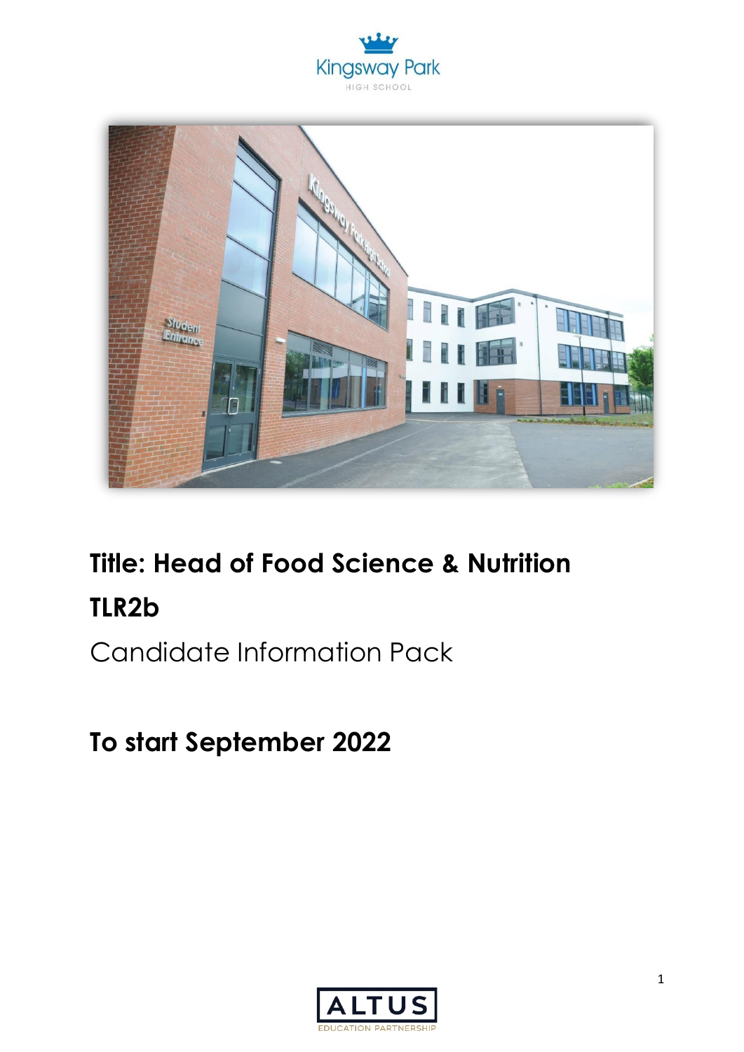Kingsway Park

HIGH SCHOOL

# Title: Head of Food Science & Nutrition

# TLR2b

Candidate Information Pack

## To start September 2022

ALTUS

EDUCATION PARTNERSHIP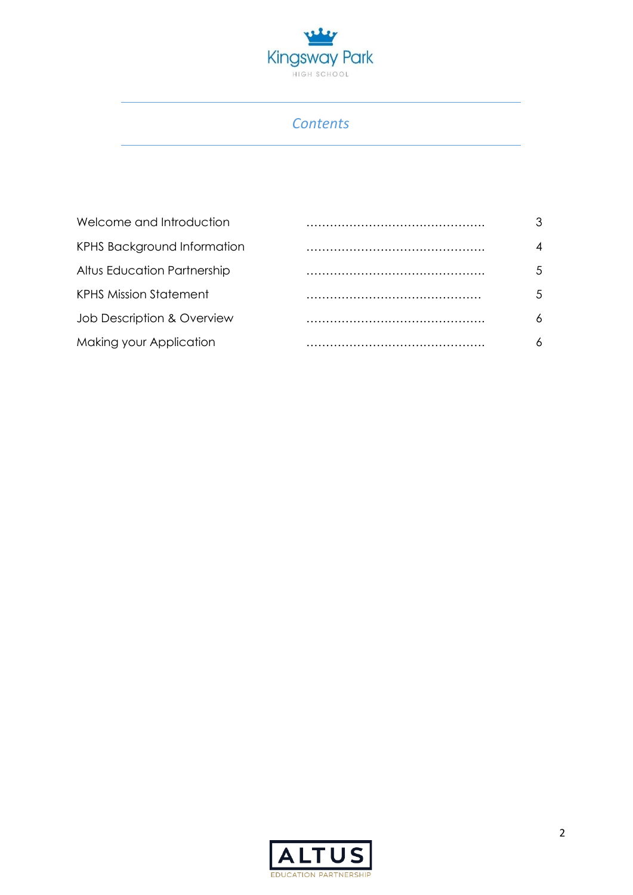Kingsway Park

HIGH SCHOOL

## *Contents*

| | | |
|---|---|---|
| Welcome and Introduction | ............................................. | 3 |
| KPHS Background Information | ............................................. | 4 |
| Altus Education Partnership | ............................................. | 5 |
| KPHS Mission Statement | ............................................. | 5 |
| Job Description & Overview | ............................................. | 6 |
| Making your Application | ............................................. | 6 |

ALTUS

EDUCATION PARTNERSHIP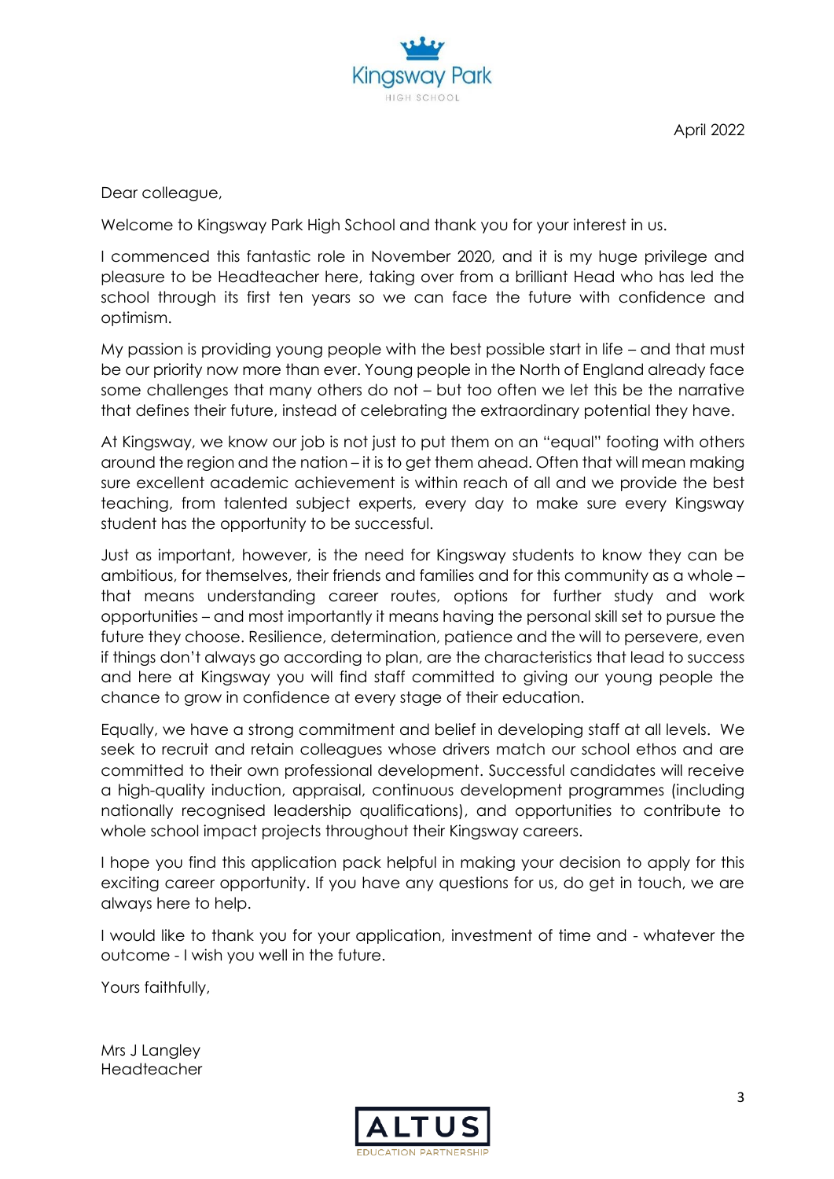April 2022

Dear colleague,

Welcome to Kingsway Park High School and thank you for your interest in us.

I commenced this fantastic role in November 2020, and it is my huge privilege and pleasure to be Headteacher here, taking over from a brilliant Head who has led the school through its first ten years so we can face the future with confidence and optimism.

My passion is providing young people with the best possible start in life – and that must be our priority now more than ever. Young people in the North of England already face some challenges that many others do not – but too often we let this be the narrative that defines their future, instead of celebrating the extraordinary potential they have.

At Kingsway, we know our job is not just to put them on an "equal" footing with others around the region and the nation – it is to get them ahead. Often that will mean making sure excellent academic achievement is within reach of all and we provide the best teaching, from talented subject experts, every day to make sure every Kingsway student has the opportunity to be successful.

Just as important, however, is the need for Kingsway students to know they can be ambitious, for themselves, their friends and families and for this community as a whole – that means understanding career routes, options for further study and work opportunities – and most importantly it means having the personal skill set to pursue the future they choose. Resilience, determination, patience and the will to persevere, even if things don't always go according to plan, are the characteristics that lead to success and here at Kingsway you will find staff committed to giving our young people the chance to grow in confidence at every stage of their education.

Equally, we have a strong commitment and belief in developing staff at all levels. We seek to recruit and retain colleagues whose drivers match our school ethos and are committed to their own professional development. Successful candidates will receive a high-quality induction, appraisal, continuous development programmes (including nationally recognised leadership qualifications), and opportunities to contribute to whole school impact projects throughout their Kingsway careers.

I hope you find this application pack helpful in making your decision to apply for this exciting career opportunity. If you have any questions for us, do get in touch, we are always here to help.

I would like to thank you for your application, investment of time and - whatever the outcome - I wish you well in the future.

Yours faithfully,

Mrs J Langley
Headteacher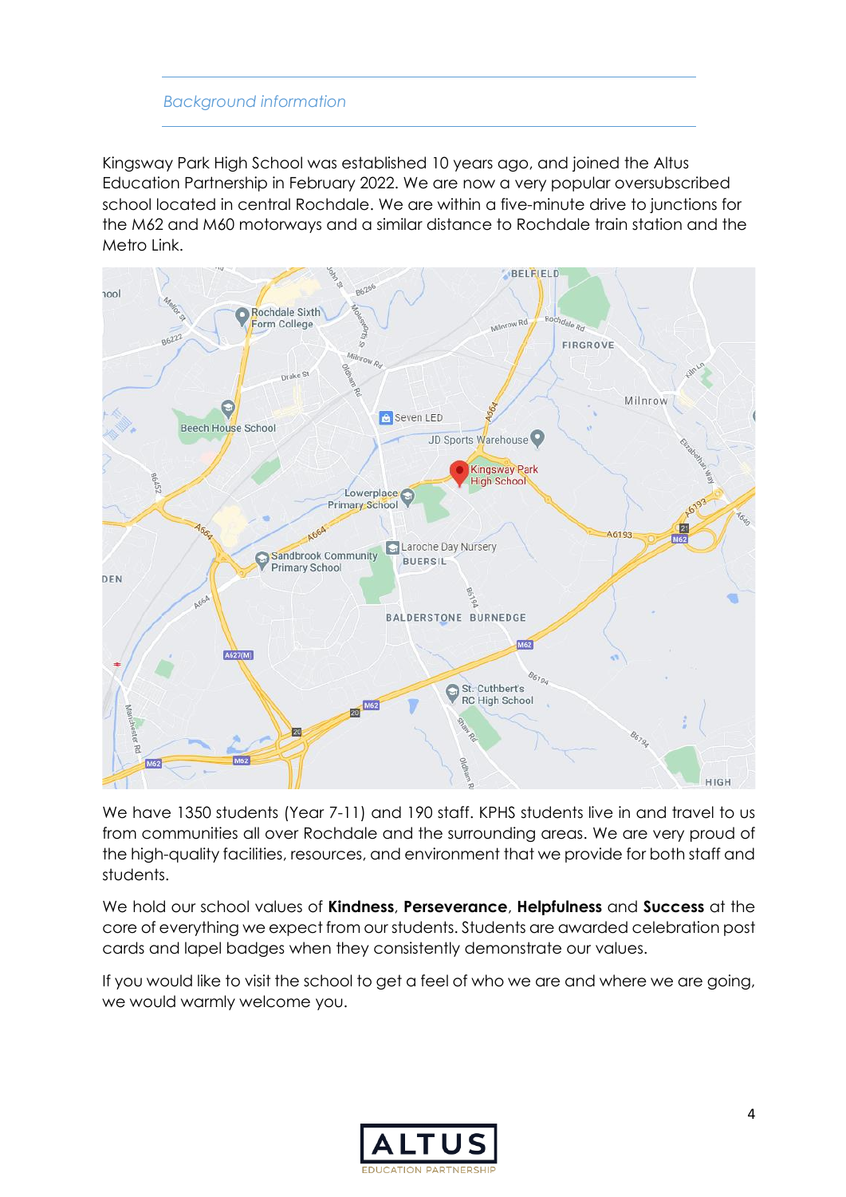## *Background information*

Kingsway Park High School was established 10 years ago, and joined the Altus Education Partnership in February 2022. We are now a very popular oversubscribed school located in central Rochdale. We are within a five-minute drive to junctions for the M62 and M60 motorways and a similar distance to Rochdale train station and the Metro Link.

We have 1350 students (Year 7-11) and 190 staff. KPHS students live in and travel to us from communities all over Rochdale and the surrounding areas. We are very proud of the high-quality facilities, resources, and environment that we provide for both staff and students.

We hold our school values of **Kindness**, **Perseverance**, **Helpfulness** and **Success** at the core of everything we expect from our students. Students are awarded celebration post cards and lapel badges when they consistently demonstrate our values.

If you would like to visit the school to get a feel of who we are and where we are going, we would warmly welcome you.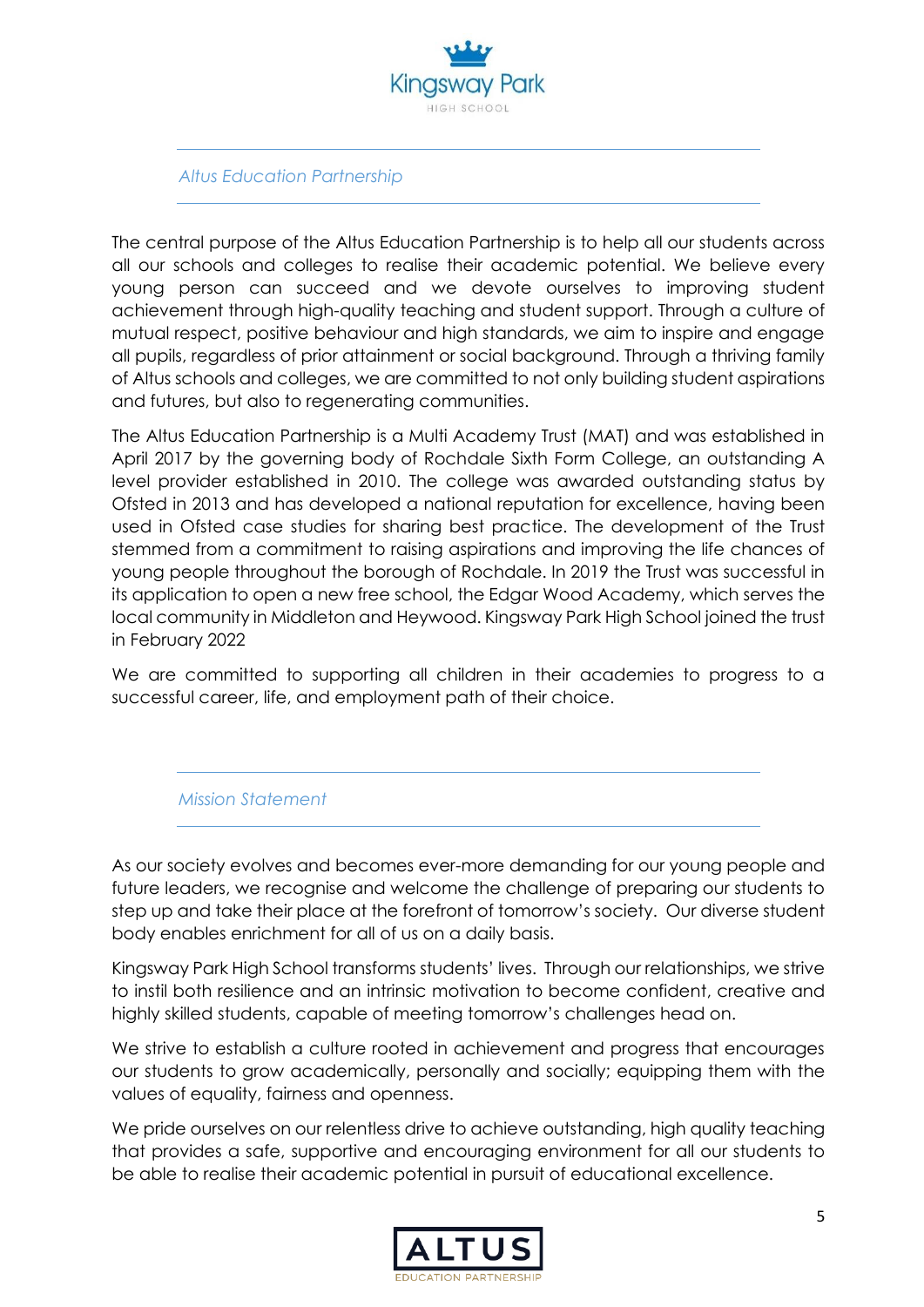## Altus Education Partnership

The central purpose of the Altus Education Partnership is to help all our students across all our schools and colleges to realise their academic potential. We believe every young person can succeed and we devote ourselves to improving student achievement through high-quality teaching and student support. Through a culture of mutual respect, positive behaviour and high standards, we aim to inspire and engage all pupils, regardless of prior attainment or social background. Through a thriving family of Altus schools and colleges, we are committed to not only building student aspirations and futures, but also to regenerating communities.

The Altus Education Partnership is a Multi Academy Trust (MAT) and was established in April 2017 by the governing body of Rochdale Sixth Form College, an outstanding A level provider established in 2010. The college was awarded outstanding status by Ofsted in 2013 and has developed a national reputation for excellence, having been used in Ofsted case studies for sharing best practice. The development of the Trust stemmed from a commitment to raising aspirations and improving the life chances of young people throughout the borough of Rochdale. In 2019 the Trust was successful in its application to open a new free school, the Edgar Wood Academy, which serves the local community in Middleton and Heywood. Kingsway Park High School joined the trust in February 2022

We are committed to supporting all children in their academies to progress to a successful career, life, and employment path of their choice.

## Mission Statement

As our society evolves and becomes ever-more demanding for our young people and future leaders, we recognise and welcome the challenge of preparing our students to step up and take their place at the forefront of tomorrow's society. Our diverse student body enables enrichment for all of us on a daily basis.

Kingsway Park High School transforms students' lives. Through our relationships, we strive to instil both resilience and an intrinsic motivation to become confident, creative and highly skilled students, capable of meeting tomorrow's challenges head on.

We strive to establish a culture rooted in achievement and progress that encourages our students to grow academically, personally and socially; equipping them with the values of equality, fairness and openness.

We pride ourselves on our relentless drive to achieve outstanding, high quality teaching that provides a safe, supportive and encouraging environment for all our students to be able to realise their academic potential in pursuit of educational excellence.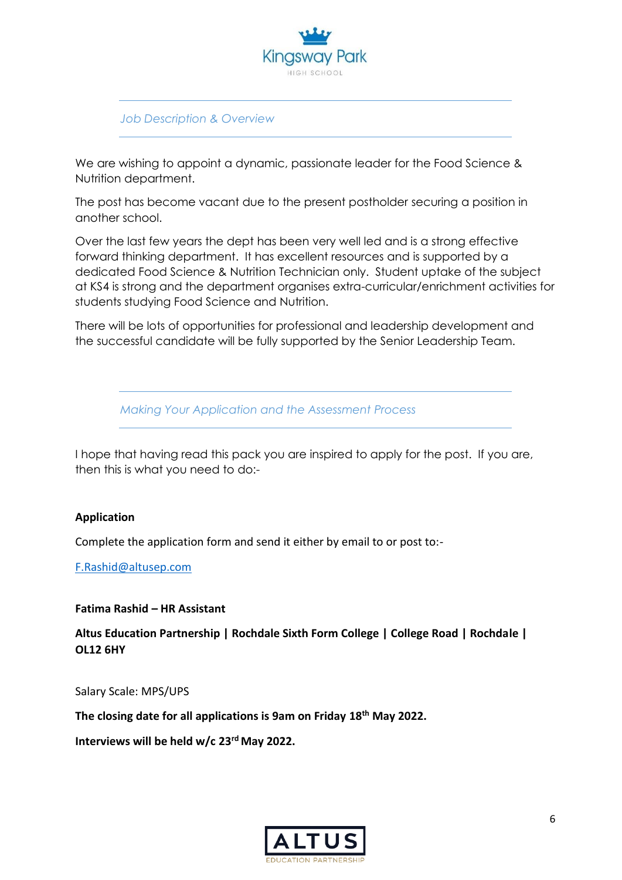Kingsway Park

HIGH SCHOOL

## *Job Description & Overview*

We are wishing to appoint a dynamic, passionate leader for the Food Science & Nutrition department.

The post has become vacant due to the present postholder securing a position in another school.

Over the last few years the dept has been very well led and is a strong effective forward thinking department. It has excellent resources and is supported by a dedicated Food Science & Nutrition Technician only. Student uptake of the subject at KS4 is strong and the department organises extra-curricular/enrichment activities for students studying Food Science and Nutrition.

There will be lots of opportunities for professional and leadership development and the successful candidate will be fully supported by the Senior Leadership Team.

## *Making Your Application and the Assessment Process*

I hope that having read this pack you are inspired to apply for the post. If you are, then this is what you need to do:-

**Application**

Complete the application form and send it either by email to or post to:-

F.Rashid@altusep.com

**Fatima Rashid – HR Assistant**

**Altus Education Partnership | Rochdale Sixth Form College | College Road | Rochdale | OL12 6HY**

Salary Scale: MPS/UPS

**The closing date for all applications is 9am on Friday 18th May 2022.**

**Interviews will be held w/c 23rd May 2022.**

ALTUS

EDUCATION PARTNERSHIP